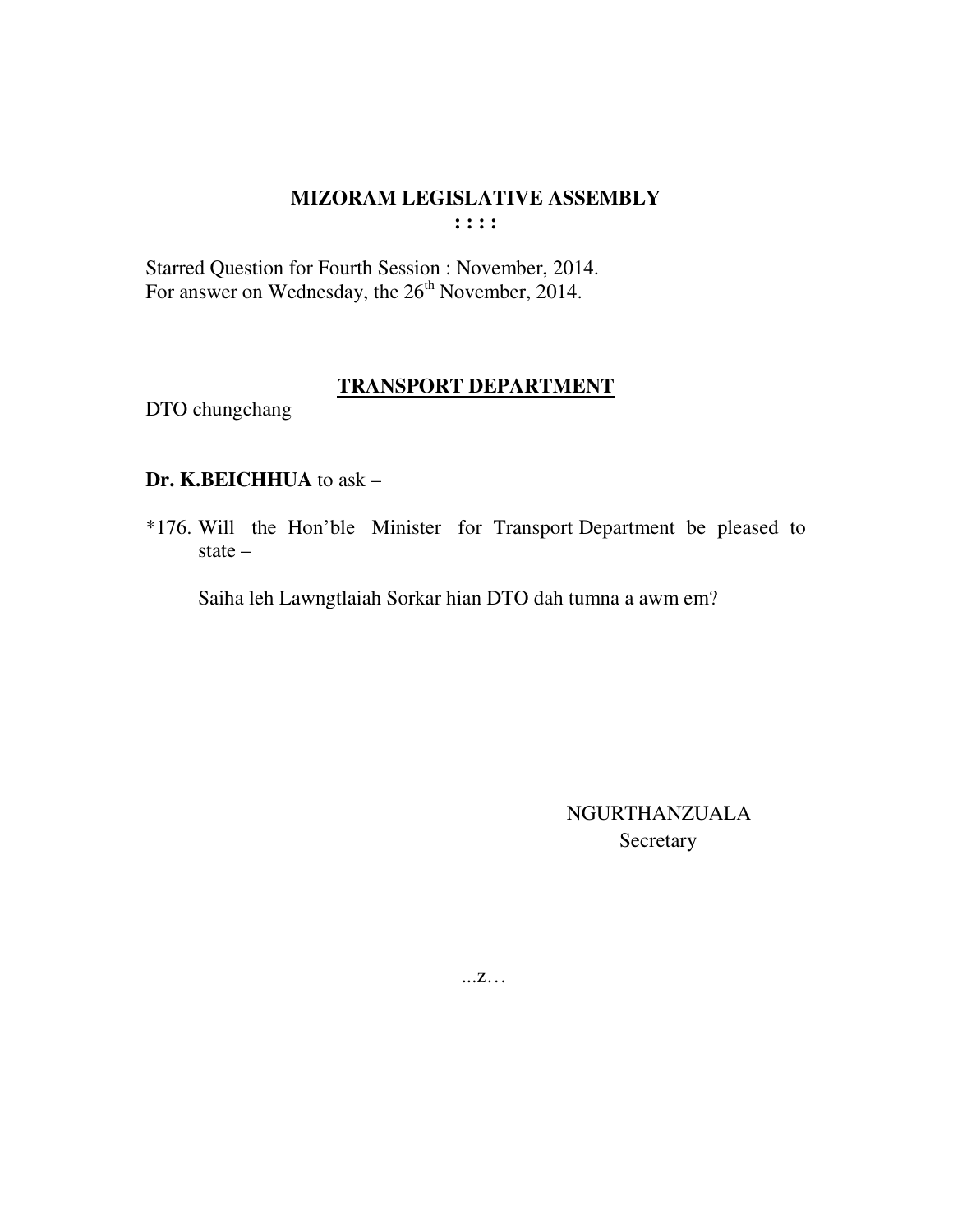# MIZORAM LEGISLATIVE ASSEMBLY

**: : : :**

Starred Question for Fourth Session : November, 2014.
For answer on Wednesday, the 26th November, 2014.

## TRANSPORT DEPARTMENT

DTO chungchang

**Dr. K.BEICHHUA** to ask –

*176. Will the Hon'ble Minister for Transport Department be pleased to state –

Saiha leh Lawngtlaiah Sorkar hian DTO dah tumna a awm em?

NGURTHANZUALA
Secretary

...z…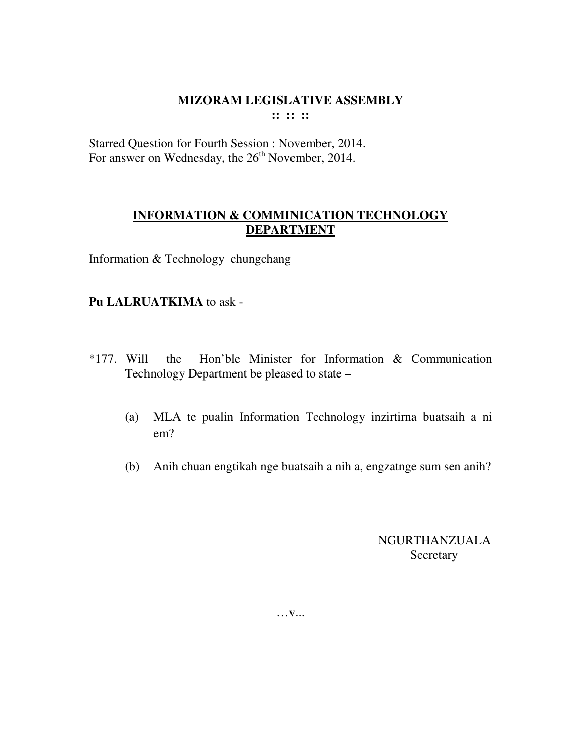# MIZORAM LEGISLATIVE ASSEMBLY

:: :: ::

Starred Question for Fourth Session : November, 2014.
For answer on Wednesday, the 26th November, 2014.

## INFORMATION & COMMINICATION TECHNOLOGY DEPARTMENT

Information & Technology chungchang

**Pu LALRUATKIMA** to ask -

*177. Will the Hon'ble Minister for Information & Communication Technology Department be pleased to state –

(a) MLA te pualin Information Technology inzirtirna buatsaih a ni em?

(b) Anih chuan engtikah nge buatsaih a nih a, engzatnge sum sen anih?

NGURTHANZUALA
Secretary

…v...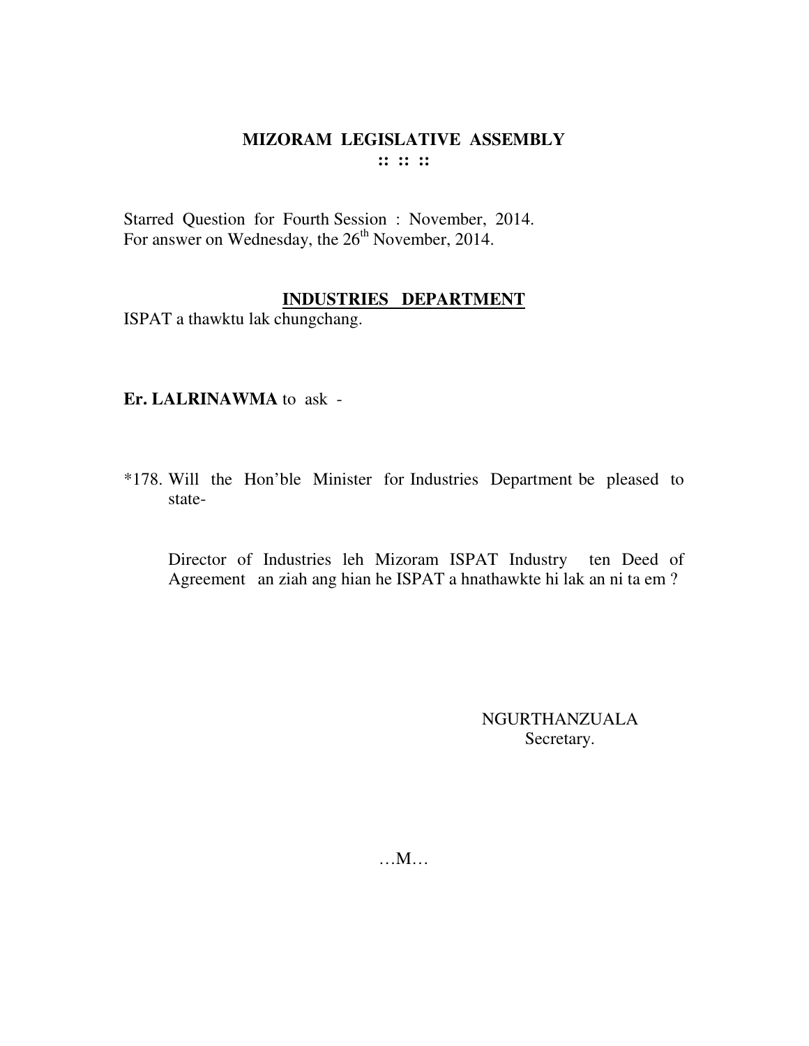# MIZORAM LEGISLATIVE ASSEMBLY

:: :: ::

Starred Question for Fourth Session : November, 2014.
For answer on Wednesday, the 26th November, 2014.

## INDUSTRIES DEPARTMENT

ISPAT a thawktu lak chungchang.

**Er. LALRINAWMA** to ask -

*178. Will the Hon'ble Minister for Industries Department be pleased to state-

Director of Industries leh Mizoram ISPAT Industry ten Deed of Agreement an ziah ang hian he ISPAT a hnathawkte hi lak an ni ta em ?

NGURTHANZUALA
Secretary.

…M…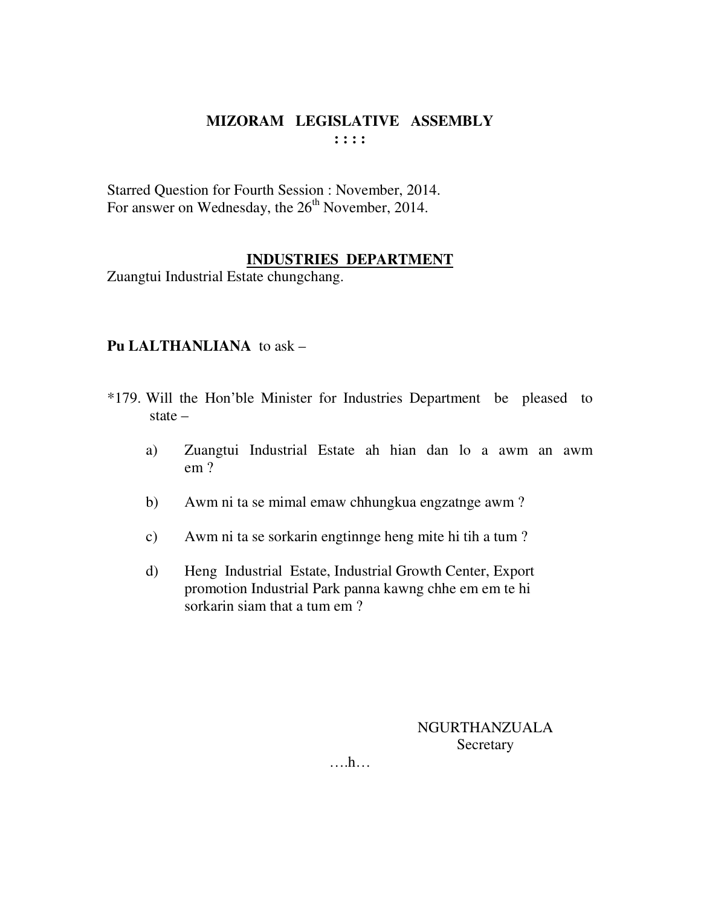# MIZORAM LEGISLATIVE ASSEMBLY

: : : :

Starred Question for Fourth Session : November, 2014.
For answer on Wednesday, the 26th November, 2014.

## INDUSTRIES DEPARTMENT

Zuangtui Industrial Estate chungchang.

**Pu LALTHANLIANA** to ask –

*179. Will the Hon'ble Minister for Industries Department be pleased to state –

a) Zuangtui Industrial Estate ah hian dan lo a awm an awm em ?

b) Awm ni ta se mimal emaw chhungkua engzatnge awm ?

c) Awm ni ta se sorkarin engtinnge heng mite hi tih a tum ?

d) Heng Industrial Estate, Industrial Growth Center, Export promotion Industrial Park panna kawng chhe em em te hi sorkarin siam that a tum em ?

NGURTHANZUALA
Secretary

….h…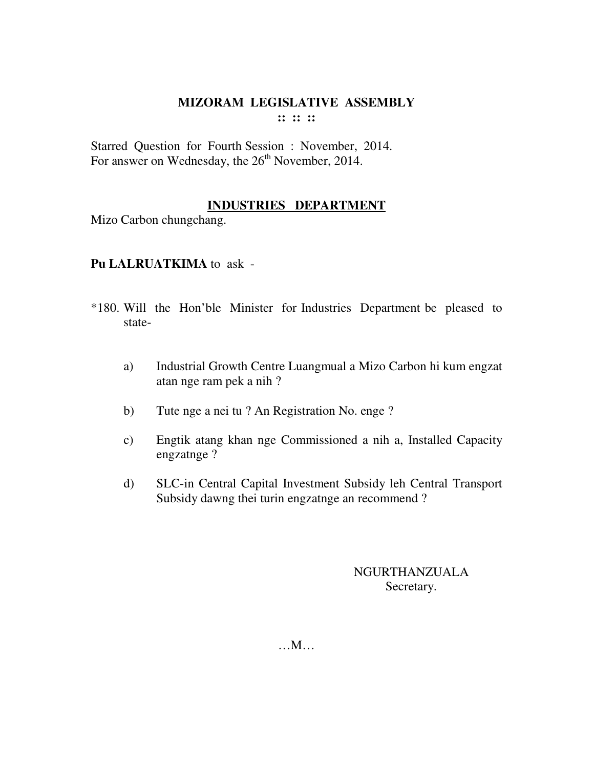## MIZORAM LEGISLATIVE ASSEMBLY
**:: :: ::**

Starred Question for Fourth Session : November, 2014.
For answer on Wednesday, the 26th November, 2014.

### INDUSTRIES DEPARTMENT

Mizo Carbon chungchang.

**Pu LALRUATKIMA** to ask -

*180. Will the Hon'ble Minister for Industries Department be pleased to state-

a) Industrial Growth Centre Luangmual a Mizo Carbon hi kum engzat atan nge ram pek a nih ?

b) Tute nge a nei tu ? An Registration No. enge ?

c) Engtik atang khan nge Commissioned a nih a, Installed Capacity engzatnge ?

d) SLC-in Central Capital Investment Subsidy leh Central Transport Subsidy dawng thei turin engzatnge an recommend ?

NGURTHANZUALA
Secretary.

…M…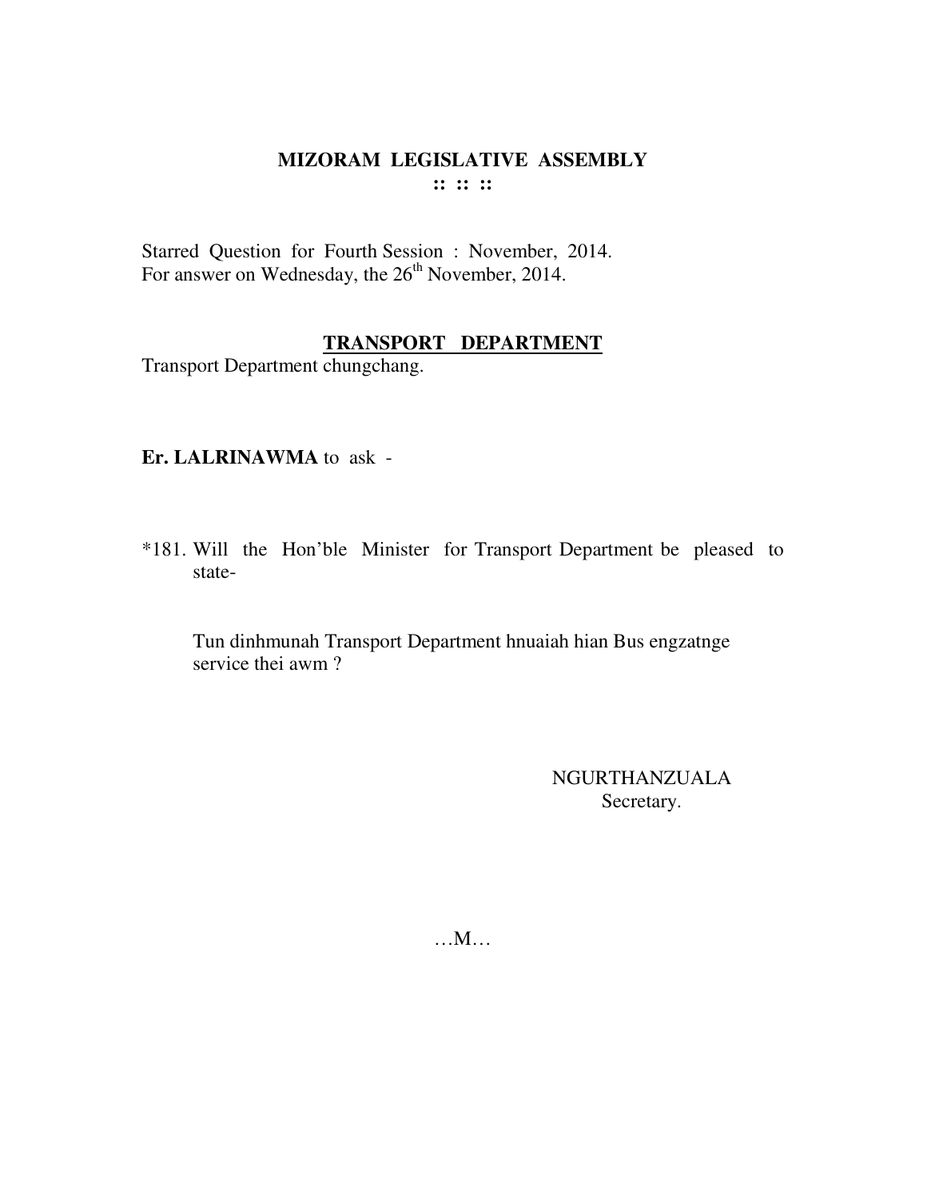# MIZORAM LEGISLATIVE ASSEMBLY

:: :: ::

Starred Question for Fourth Session : November, 2014.
For answer on Wednesday, the 26th November, 2014.

## TRANSPORT DEPARTMENT

Transport Department chungchang.

**Er. LALRINAWMA** to ask -

*181. Will the Hon'ble Minister for Transport Department be pleased to state-

Tun dinhmunah Transport Department hnuaiah hian Bus engzatnge service thei awm ?

NGURTHANZUALA
Secretary.

…M…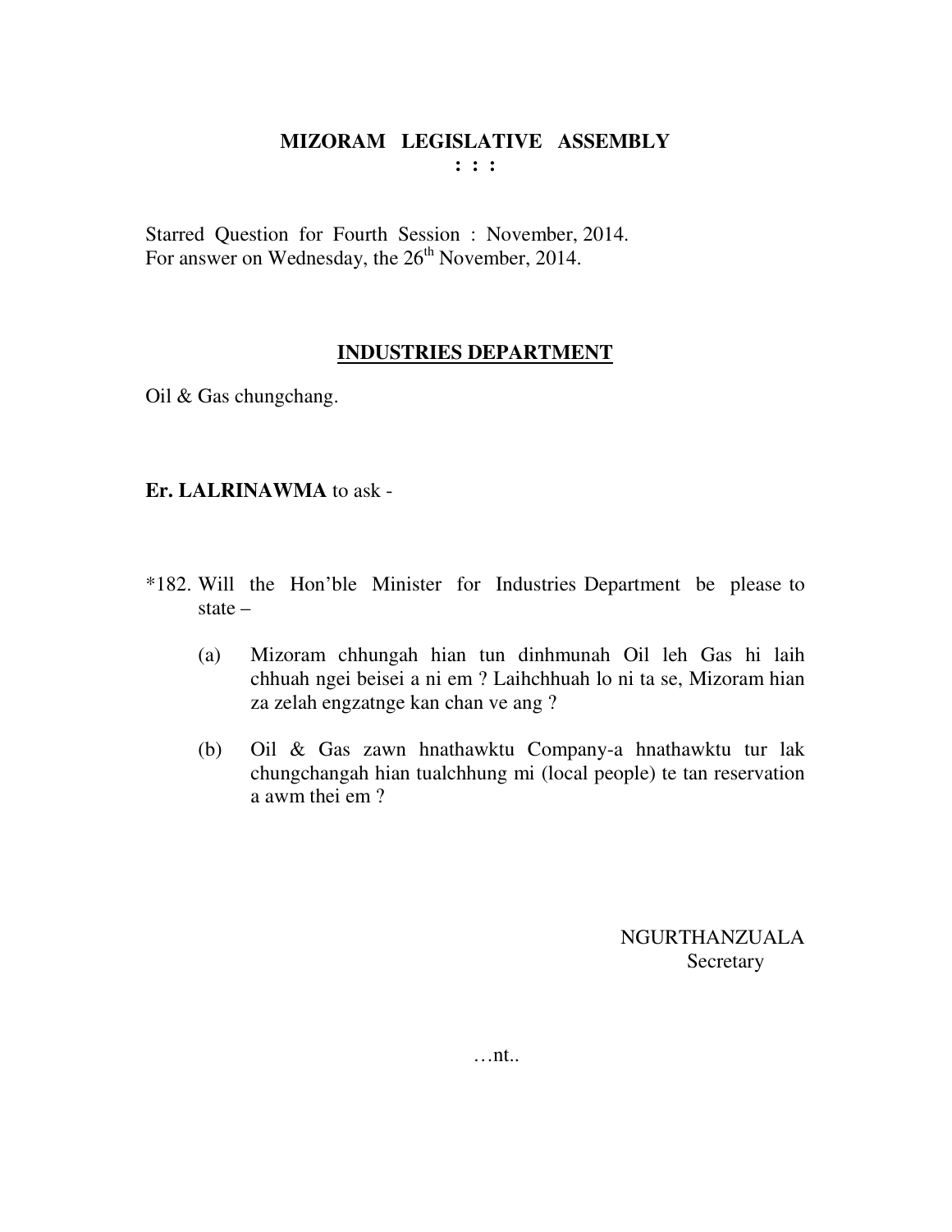# MIZORAM LEGISLATIVE ASSEMBLY

**: : :**

Starred Question for Fourth Session : November, 2014.
For answer on Wednesday, the 26th November, 2014.

## INDUSTRIES DEPARTMENT

Oil & Gas chungchang.

**Er. LALRINAWMA** to ask -

*182. Will the Hon'ble Minister for Industries Department be please to state –

(a) Mizoram chhungah hian tun dinhmunah Oil leh Gas hi laih chhuah ngei beisei a ni em ? Laihchhuah lo ni ta se, Mizoram hian za zelah engzatnge kan chan ve ang ?

(b) Oil & Gas zawn hnathawktu Company-a hnathawktu tur lak chungchangah hian tualchhung mi (local people) te tan reservation a awm thei em ?

NGURTHANZUALA
Secretary

…nt..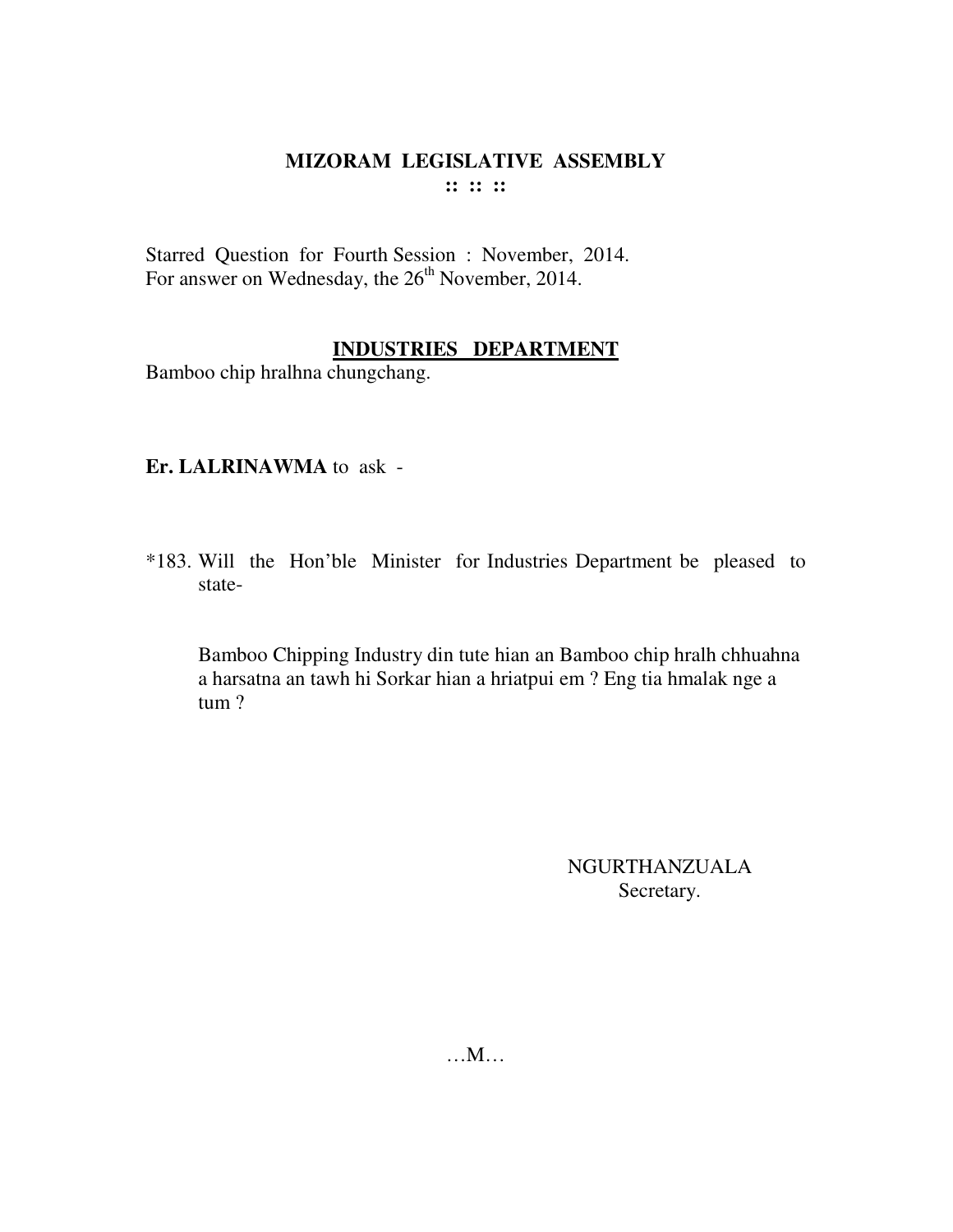# MIZORAM LEGISLATIVE ASSEMBLY

:: :: ::

Starred Question for Fourth Session : November, 2014.
For answer on Wednesday, the 26th November, 2014.

## INDUSTRIES DEPARTMENT

Bamboo chip hralhna chungchang.

**Er. LALRINAWMA** to ask -

*183. Will the Hon'ble Minister for Industries Department be pleased to state-

Bamboo Chipping Industry din tute hian an Bamboo chip hralh chhuahna a harsatna an tawh hi Sorkar hian a hriatpui em ? Eng tia hmalak nge a tum ?

NGURTHANZUALA
Secretary.

…M…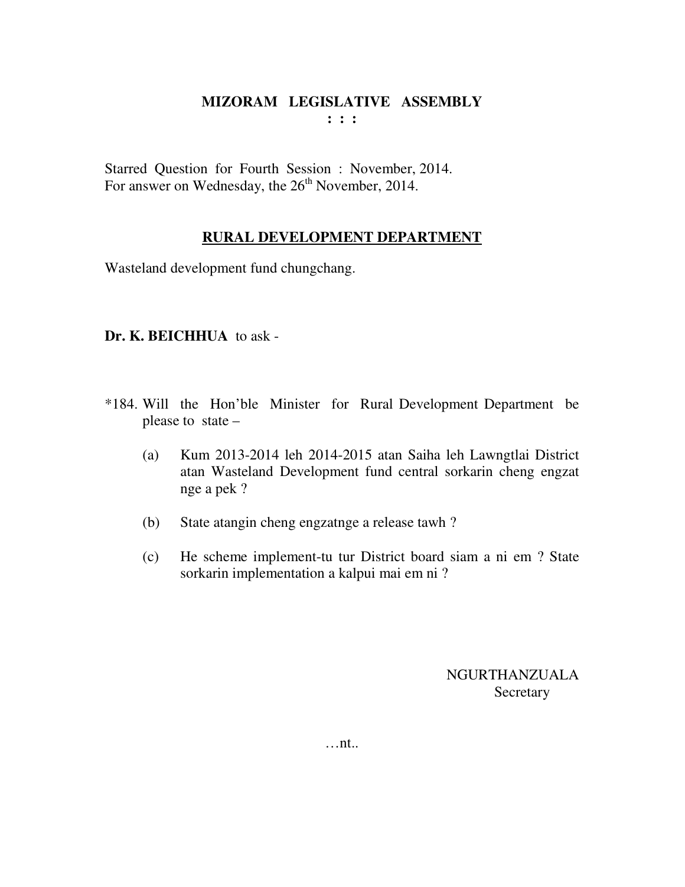**MIZORAM LEGISLATIVE ASSEMBLY**
**: : :**

Starred Question for Fourth Session : November, 2014.
For answer on Wednesday, the 26th November, 2014.

**RURAL DEVELOPMENT DEPARTMENT**

Wasteland development fund chungchang.

**Dr. K. BEICHHUA** to ask -

*184. Will the Hon'ble Minister for Rural Development Department be please to state –

(a) Kum 2013-2014 leh 2014-2015 atan Saiha leh Lawngtlai District atan Wasteland Development fund central sorkarin cheng engzat nge a pek ?

(b) State atangin cheng engzatnge a release tawh ?

(c) He scheme implement-tu tur District board siam a ni em ? State sorkarin implementation a kalpui mai em ni ?

NGURTHANZUALA
Secretary

…nt..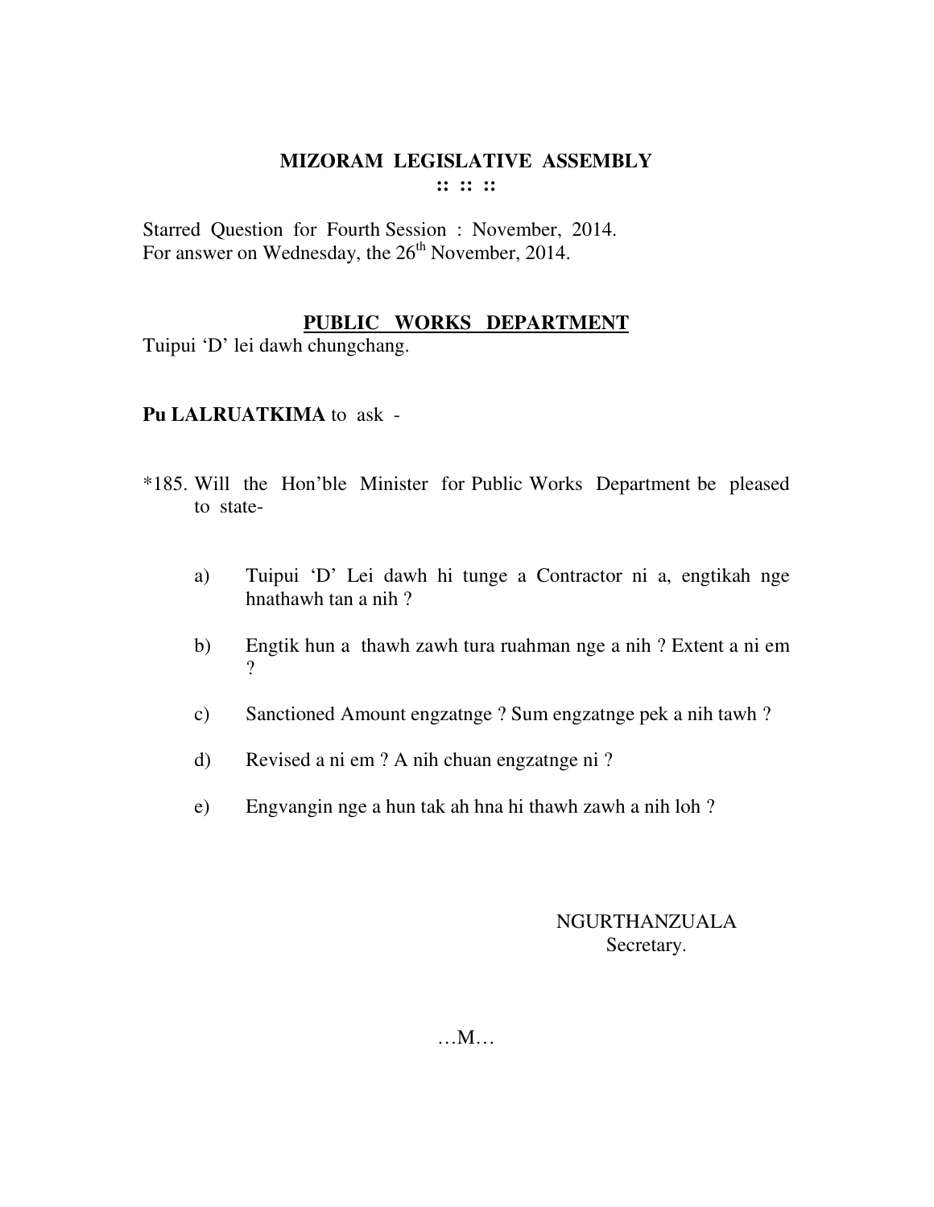# MIZORAM LEGISLATIVE ASSEMBLY

**:: :: ::**

Starred Question for Fourth Session : November, 2014.
For answer on Wednesday, the 26th November, 2014.

## PUBLIC WORKS DEPARTMENT

Tuipui 'D' lei dawh chungchang.

**Pu LALRUATKIMA** to ask -

*185. Will the Hon'ble Minister for Public Works Department be pleased to state-

a) Tuipui 'D' Lei dawh hi tunge a Contractor ni a, engtikah nge hnathawh tan a nih ?

b) Engtik hun a thawh zawh tura ruahman nge a nih ? Extent a ni em ?

c) Sanctioned Amount engzatnge ? Sum engzatnge pek a nih tawh ?

d) Revised a ni em ? A nih chuan engzatnge ni ?

e) Engvangin nge a hun tak ah hna hi thawh zawh a nih loh ?

NGURTHANZUALA
Secretary.

…M…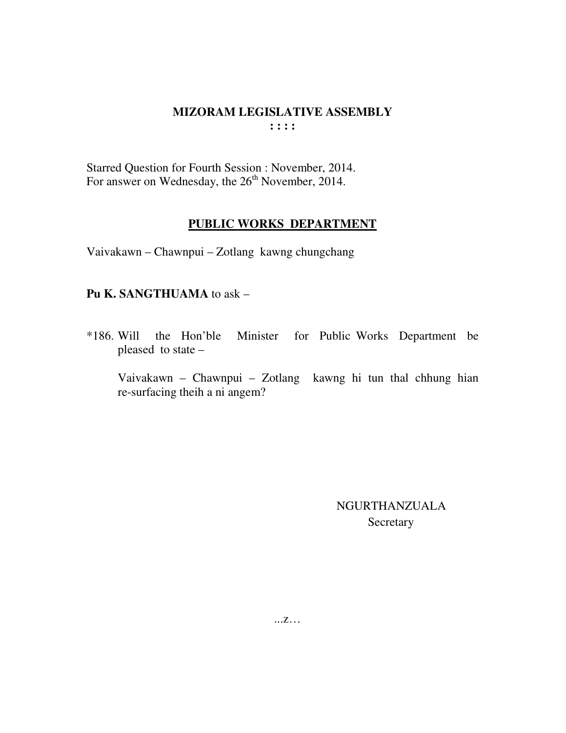# MIZORAM LEGISLATIVE ASSEMBLY

**: : : :**

Starred Question for Fourth Session : November, 2014.
For answer on Wednesday, the 26th November, 2014.

## PUBLIC WORKS DEPARTMENT

Vaivakawn – Chawnpui – Zotlang kawng chungchang

**Pu K. SANGTHUAMA** to ask –

*186. Will the Hon'ble Minister for Public Works Department be pleased to state –

Vaivakawn – Chawnpui – Zotlang kawng hi tun thal chhung hian re-surfacing theih a ni angem?

NGURTHANZUALA
Secretary

...z…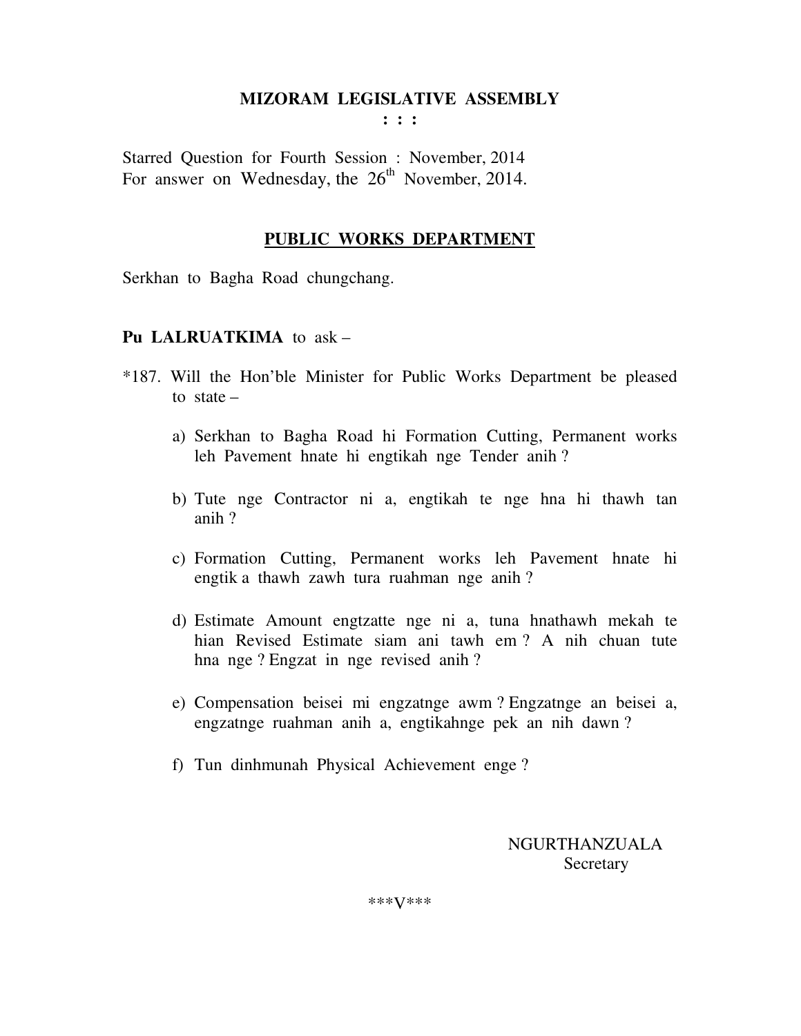**MIZORAM LEGISLATIVE ASSEMBLY**

**: : :**

Starred Question for Fourth Session : November, 2014
For answer on Wednesday, the 26th November, 2014.

**PUBLIC WORKS DEPARTMENT**

Serkhan to Bagha Road chungchang.

**Pu LALRUATKIMA** to ask –

*187. Will the Hon'ble Minister for Public Works Department be pleased to state –

a) Serkhan to Bagha Road hi Formation Cutting, Permanent works leh Pavement hnate hi engtikah nge Tender anih ?

b) Tute nge Contractor ni a, engtikah te nge hna hi thawh tan anih ?

c) Formation Cutting, Permanent works leh Pavement hnate hi engtik a thawh zawh tura ruahman nge anih ?

d) Estimate Amount engtzatte nge ni a, tuna hnathawh mekah te hian Revised Estimate siam ani tawh em ? A nih chuan tute hna nge ? Engzat in nge revised anih ?

e) Compensation beisei mi engzatnge awm ? Engzatnge an beisei a, engzatnge ruahman anih a, engtikahnge pek an nih dawn ?

f) Tun dinhmunah Physical Achievement enge ?

NGURTHANZUALA
Secretary

***V***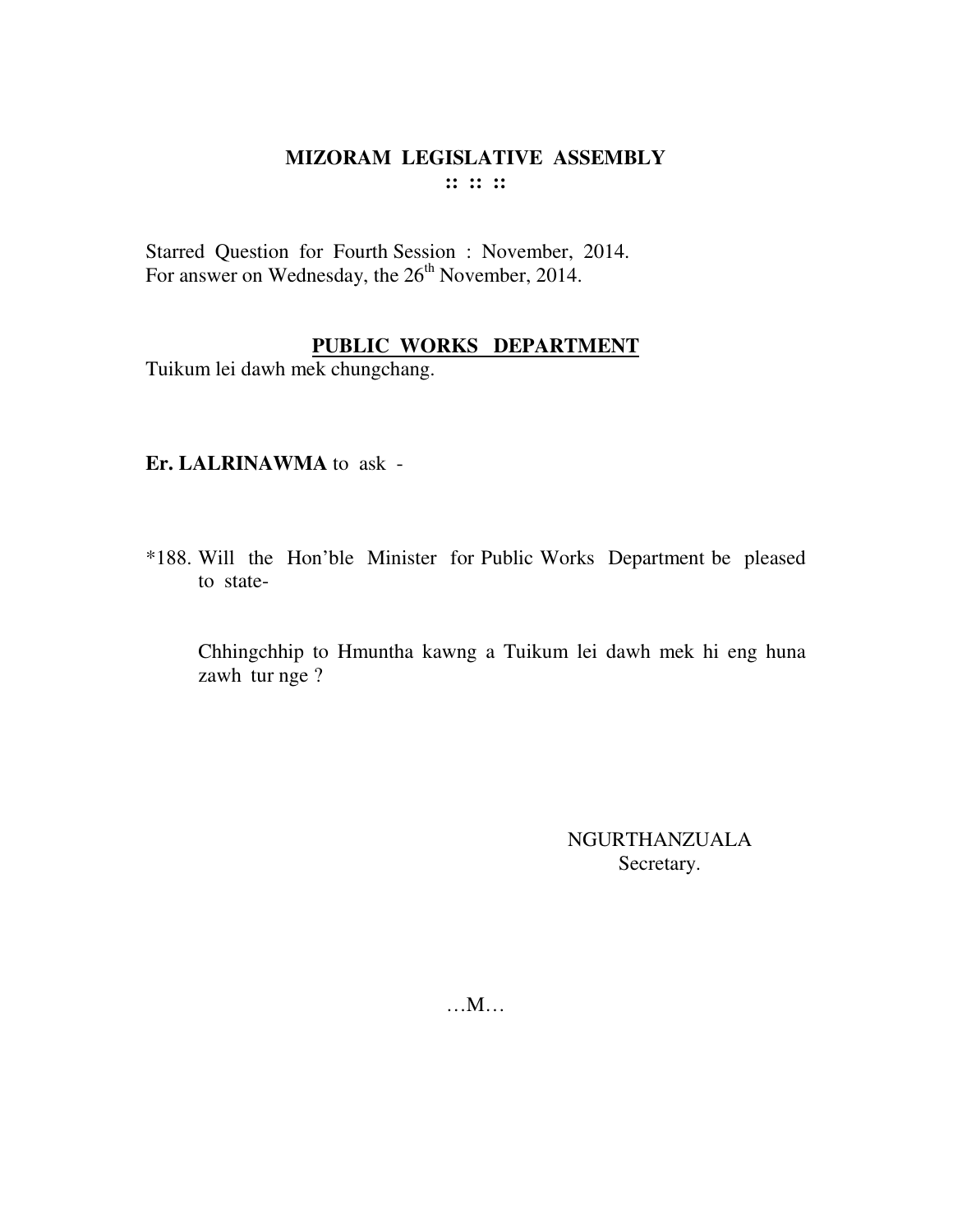# MIZORAM LEGISLATIVE ASSEMBLY

:: :: ::

Starred Question for Fourth Session : November, 2014.
For answer on Wednesday, the 26th November, 2014.

## PUBLIC WORKS DEPARTMENT

Tuikum lei dawh mek chungchang.

**Er. LALRINAWMA** to ask -

*188. Will the Hon'ble Minister for Public Works Department be pleased to state-

Chhingchhip to Hmuntha kawng a Tuikum lei dawh mek hi eng huna zawh tur nge ?

NGURTHANZUALA
Secretary.

…M…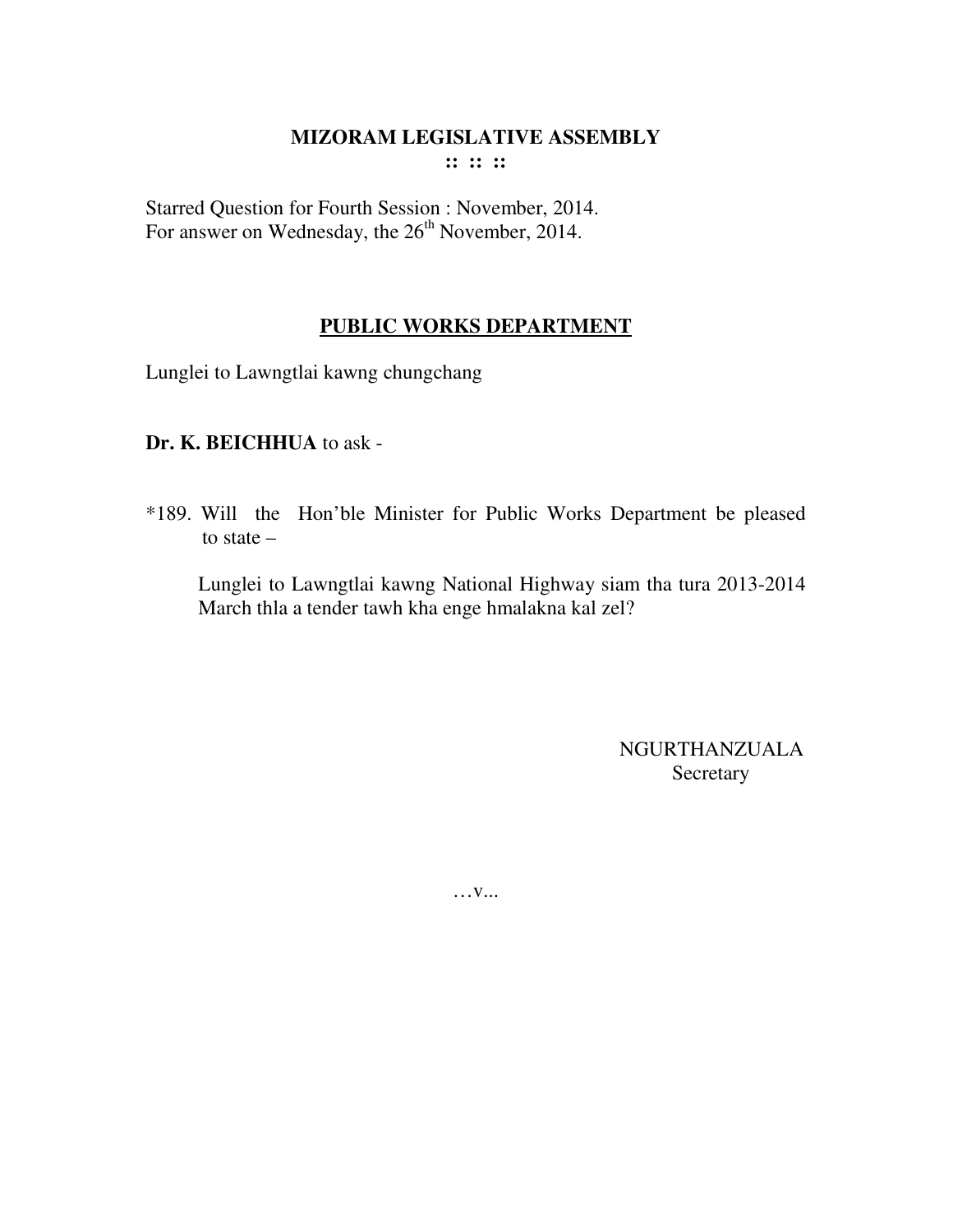# MIZORAM LEGISLATIVE ASSEMBLY

**:: :: ::**

Starred Question for Fourth Session : November, 2014.
For answer on Wednesday, the 26th November, 2014.

## PUBLIC WORKS DEPARTMENT

Lunglei to Lawngtlai kawng chungchang

**Dr. K. BEICHHUA** to ask -

*189. Will the Hon'ble Minister for Public Works Department be pleased to state –

Lunglei to Lawngtlai kawng National Highway siam tha tura 2013-2014 March thla a tender tawh kha enge hmalakna kal zel?

NGURTHANZUALA
Secretary

…v...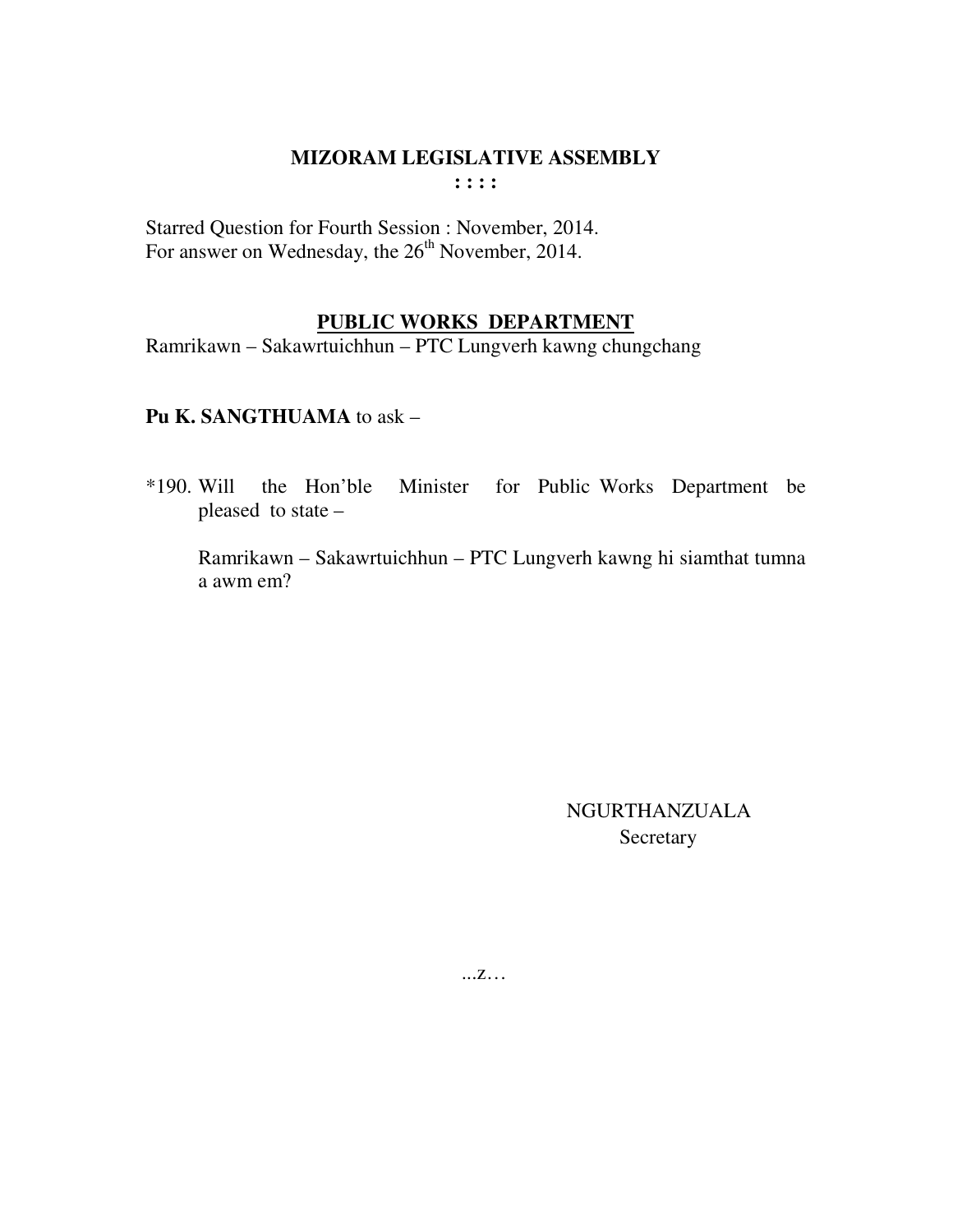# MIZORAM LEGISLATIVE ASSEMBLY

**: : : :**

Starred Question for Fourth Session : November, 2014.
For answer on Wednesday, the 26th November, 2014.

## PUBLIC WORKS DEPARTMENT

Ramrikawn – Sakawrtuichhun – PTC Lungverh kawng chungchang

**Pu K. SANGTHUAMA** to ask –

*190. Will the Hon'ble Minister for Public Works Department be pleased to state –

Ramrikawn – Sakawrtuichhun – PTC Lungverh kawng hi siamthat tumna a awm em?

NGURTHANZUALA
Secretary

...z…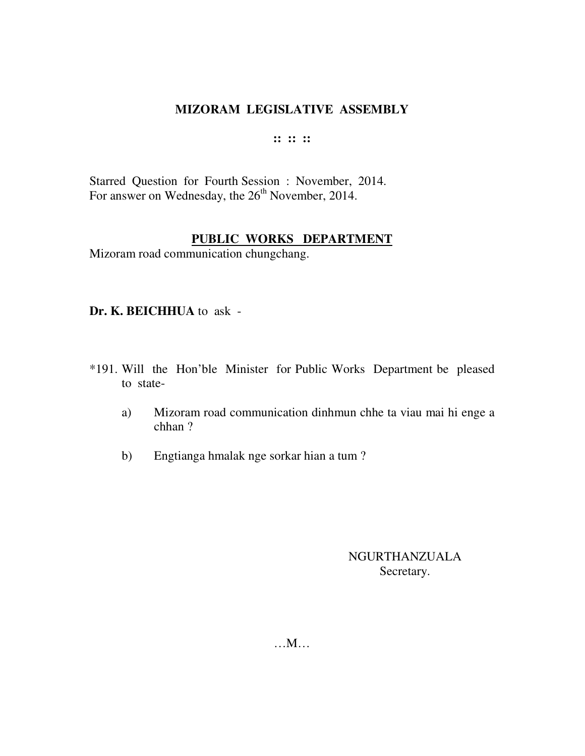**MIZORAM LEGISLATIVE ASSEMBLY**

**:: :: ::**

Starred Question for Fourth Session : November, 2014.
For answer on Wednesday, the 26th November, 2014.

**PUBLIC WORKS DEPARTMENT**

Mizoram road communication chungchang.

**Dr. K. BEICHHUA** to ask -

*191. Will the Hon'ble Minister for Public Works Department be pleased to state-

a) Mizoram road communication dinhmun chhe ta viau mai hi enge a chhan ?

b) Engtianga hmalak nge sorkar hian a tum ?

NGURTHANZUALA
Secretary.

…M…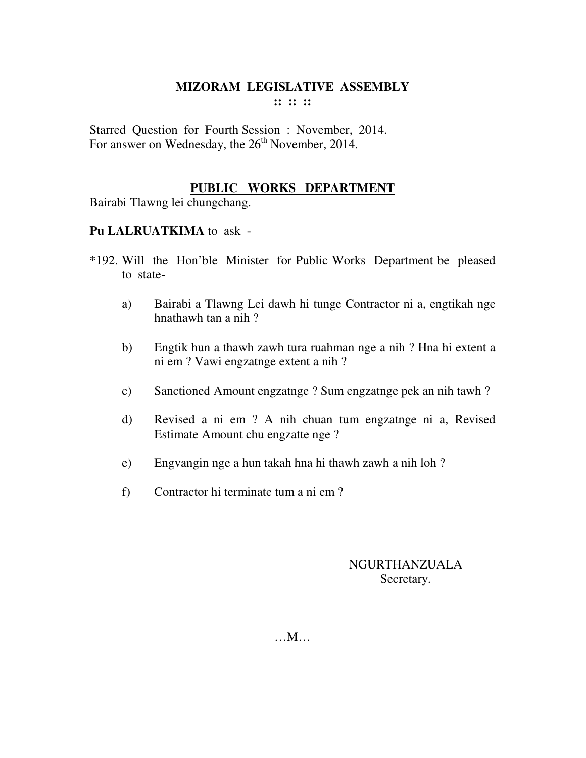# MIZORAM LEGISLATIVE ASSEMBLY

:: :: ::

Starred Question for Fourth Session : November, 2014.
For answer on Wednesday, the 26th November, 2014.

## PUBLIC WORKS DEPARTMENT

Bairabi Tlawng lei chungchang.

**Pu LALRUATKIMA** to ask -

*192. Will the Hon'ble Minister for Public Works Department be pleased to state-

a) Bairabi a Tlawng Lei dawh hi tunge Contractor ni a, engtikah nge hnathawh tan a nih ?

b) Engtik hun a thawh zawh tura ruahman nge a nih ? Hna hi extent a ni em ? Vawi engzatnge extent a nih ?

c) Sanctioned Amount engzatnge ? Sum engzatnge pek an nih tawh ?

d) Revised a ni em ? A nih chuan tum engzatnge ni a, Revised Estimate Amount chu engzatte nge ?

e) Engvangin nge a hun takah hna hi thawh zawh a nih loh ?

f) Contractor hi terminate tum a ni em ?

NGURTHANZUALA
Secretary.

…M…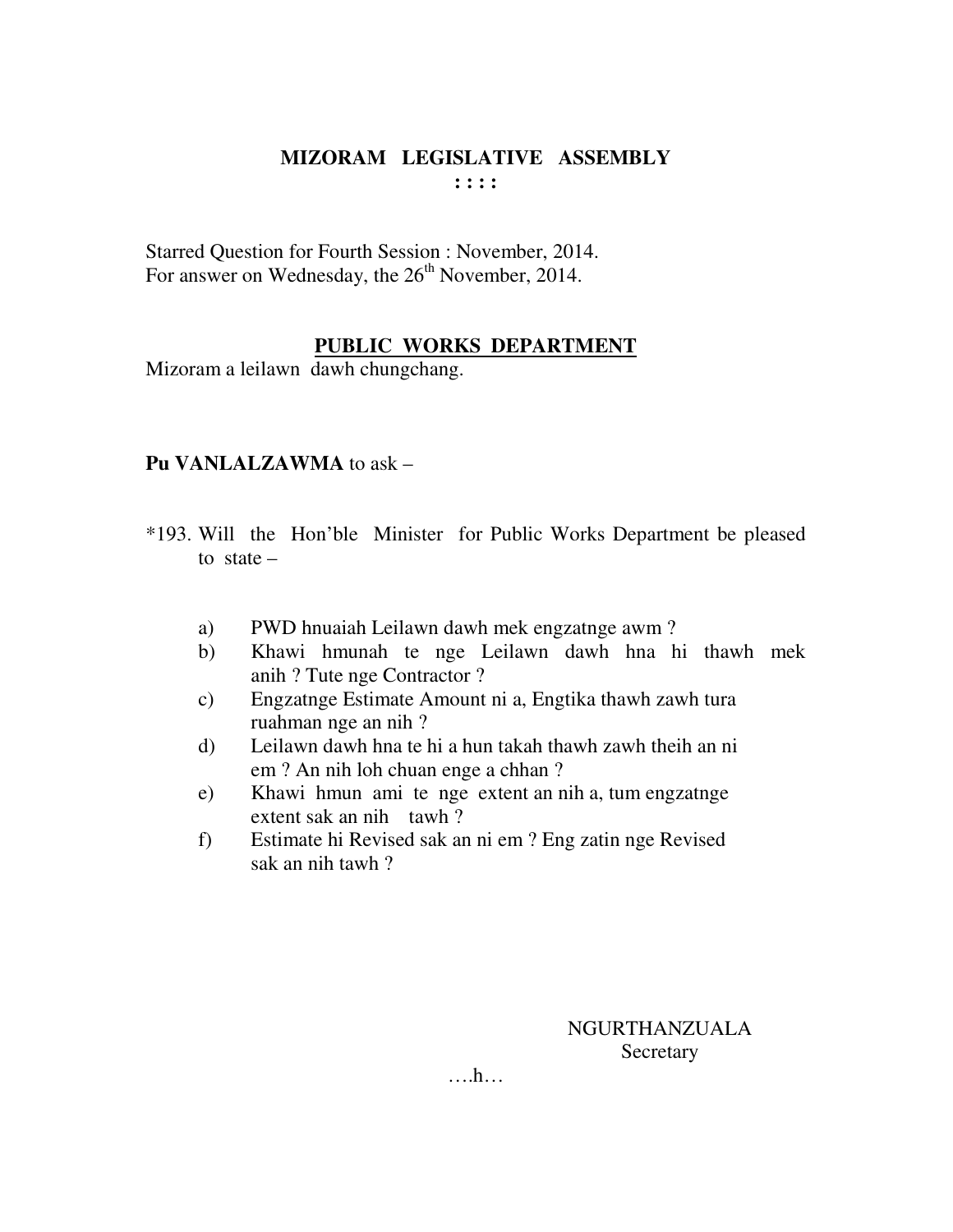# MIZORAM LEGISLATIVE ASSEMBLY

: : : :

Starred Question for Fourth Session : November, 2014.
For answer on Wednesday, the 26th November, 2014.

## PUBLIC WORKS DEPARTMENT

Mizoram a leilawn dawh chungchang.

**Pu VANLALZAWMA** to ask –

*193. Will the Hon'ble Minister for Public Works Department be pleased to state –

a) PWD hnuaiah Leilawn dawh mek engzatnge awm ?
b) Khawi hmunah te nge Leilawn dawh hna hi thawh mek anih ? Tute nge Contractor ?
c) Engzatnge Estimate Amount ni a, Engtika thawh zawh tura ruahman nge an nih ?
d) Leilawn dawh hna te hi a hun takah thawh zawh theih an ni em ? An nih loh chuan enge a chhan ?
e) Khawi hmun ami te nge extent an nih a, tum engzatnge extent sak an nih tawh ?
f) Estimate hi Revised sak an ni em ? Eng zatin nge Revised sak an nih tawh ?

NGURTHANZUALA
Secretary

….h…